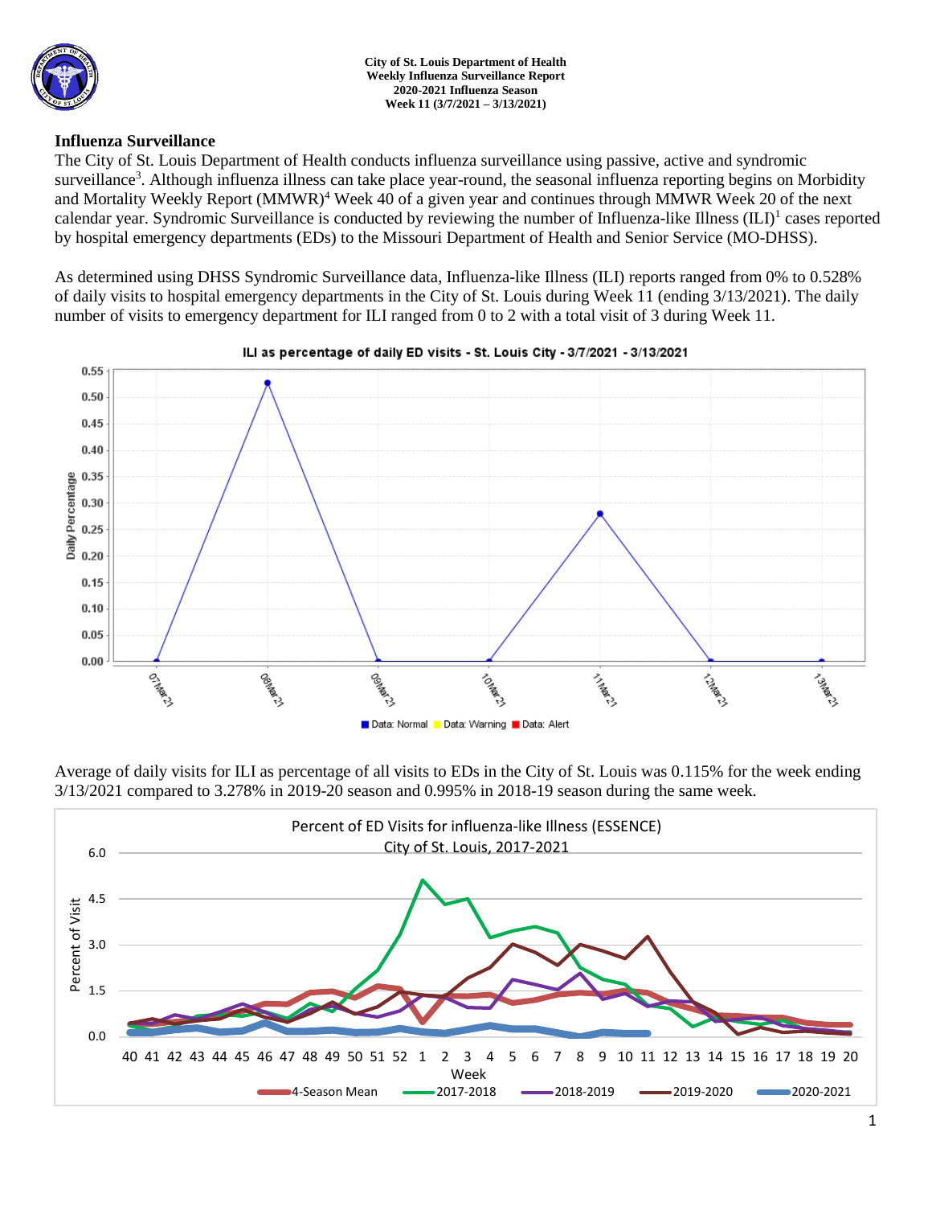**City of St. Louis Department of Health**
**Weekly Influenza Surveillance Report**
**2020-2021 Influenza Season**
**Week 11 (3/7/2021 – 3/13/2021)**

## Influenza Surveillance

The City of St. Louis Department of Health conducts influenza surveillance using passive, active and syndromic surveillance[3]. Although influenza illness can take place year-round, the seasonal influenza reporting begins on Morbidity and Mortality Weekly Report (MMWR)[4] Week 40 of a given year and continues through MMWR Week 20 of the next calendar year. Syndromic Surveillance is conducted by reviewing the number of Influenza-like Illness (ILI)[1] cases reported by hospital emergency departments (EDs) to the Missouri Department of Health and Senior Service (MO-DHSS).

As determined using DHSS Syndromic Surveillance data, Influenza-like Illness (ILI) reports ranged from 0% to 0.528% of daily visits to hospital emergency departments in the City of St. Louis during Week 11 (ending 3/13/2021). The daily number of visits to emergency department for ILI ranged from 0 to 2 with a total visit of 3 during Week 11.

ILI as percentage of daily ED visits - St. Louis City - 3/7/2021 - 3/13/2021

Average of daily visits for ILI as percentage of all visits to EDs in the City of St. Louis was 0.115% for the week ending 3/13/2021 compared to 3.278% in 2019-20 season and 0.995% in 2018-19 season during the same week.

Percent of ED Visits for influenza-like Illness (ESSENCE) City of St. Louis, 2017-2021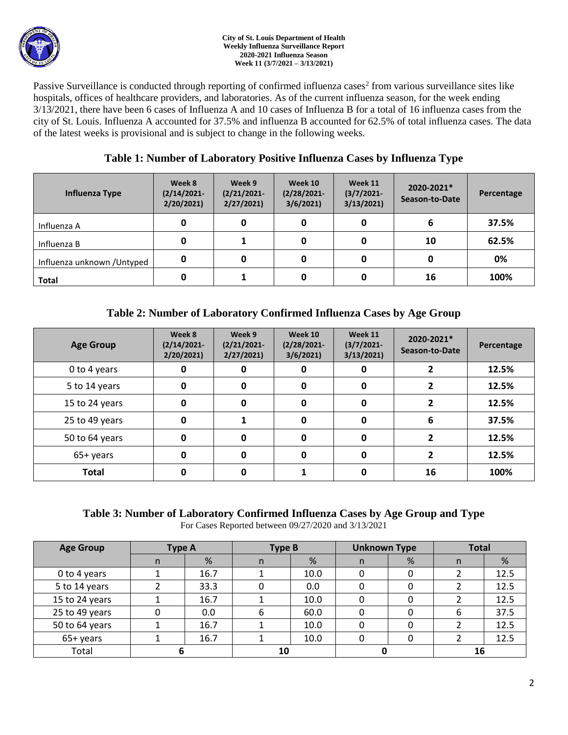Passive Surveillance is conducted through reporting of confirmed influenza cases[2] from various surveillance sites like hospitals, offices of healthcare providers, and laboratories. As of the current influenza season, for the week ending 3/13/2021, there have been 6 cases of Influenza A and 10 cases of Influenza B for a total of 16 influenza cases from the city of St. Louis. Influenza A accounted for 37.5% and influenza B accounted for 62.5% of total influenza cases. The data of the latest weeks is provisional and is subject to change in the following weeks.

## Table 1: Number of Laboratory Positive Influenza Cases by Influenza Type

| Influenza Type | Week 8 (2/14/2021-2/20/2021) | Week 9 (2/21/2021-2/27/2021) | Week 10 (2/28/2021-3/6/2021) | Week 11 (3/7/2021-3/13/2021) | 2020-2021* Season-to-Date | Percentage |
|---|---|---|---|---|---|---|
| Influenza A | 0 | 0 | 0 | 0 | 6 | 37.5% |
| Influenza B | 0 | 1 | 0 | 0 | 10 | 62.5% |
| Influenza unknown /Untyped | 0 | 0 | 0 | 0 | 0 | 0% |
| **Total** | 0 | 1 | 0 | 0 | 16 | 100% |

## Table 2: Number of Laboratory Confirmed Influenza Cases by Age Group

| Age Group | Week 8 (2/14/2021-2/20/2021) | Week 9 (2/21/2021-2/27/2021) | Week 10 (2/28/2021-3/6/2021) | Week 11 (3/7/2021-3/13/2021) | 2020-2021* Season-to-Date | Percentage |
|---|---|---|---|---|---|---|
| 0 to 4 years | 0 | 0 | 0 | 0 | 2 | 12.5% |
| 5 to 14 years | 0 | 0 | 0 | 0 | 2 | 12.5% |
| 15 to 24 years | 0 | 0 | 0 | 0 | 2 | 12.5% |
| 25 to 49 years | 0 | 1 | 0 | 0 | 6 | 37.5% |
| 50 to 64 years | 0 | 0 | 0 | 0 | 2 | 12.5% |
| 65+ years | 0 | 0 | 0 | 0 | 2 | 12.5% |
| **Total** | 0 | 0 | 1 | 0 | 16 | 100% |

## Table 3: Number of Laboratory Confirmed Influenza Cases by Age Group and Type

For Cases Reported between 09/27/2020 and 3/13/2021

| Age Group | Type A | | Type B | | Unknown Type | | Total | |
|---|---|---|---|---|---|---|---|---|
| | n | % | n | % | n | % | n | % |
| 0 to 4 years | 1 | 16.7 | 1 | 10.0 | 0 | 0 | 2 | 12.5 |
| 5 to 14 years | 2 | 33.3 | 0 | 0.0 | 0 | 0 | 2 | 12.5 |
| 15 to 24 years | 1 | 16.7 | 1 | 10.0 | 0 | 0 | 2 | 12.5 |
| 25 to 49 years | 0 | 0.0 | 6 | 60.0 | 0 | 0 | 6 | 37.5 |
| 50 to 64 years | 1 | 16.7 | 1 | 10.0 | 0 | 0 | 2 | 12.5 |
| 65+ years | 1 | 16.7 | 1 | 10.0 | 0 | 0 | 2 | 12.5 |
| Total | 6 | | 10 | | 0 | | 16 | |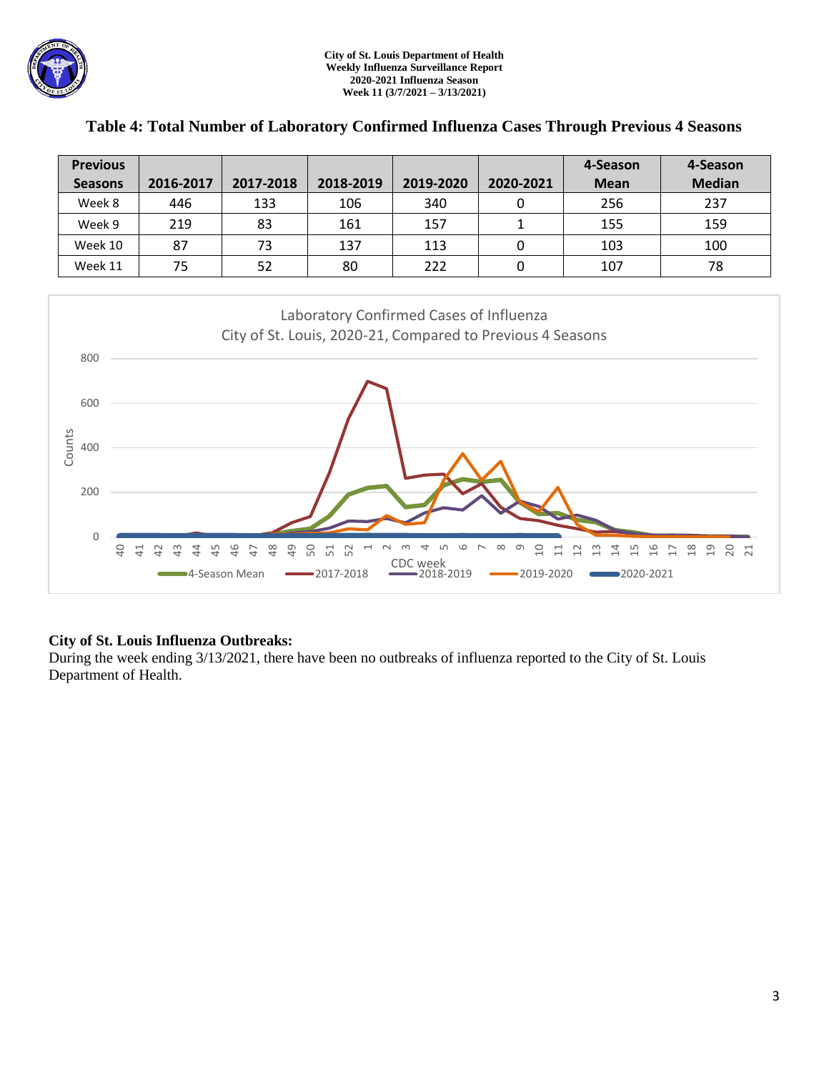## Table 4: Total Number of Laboratory Confirmed Influenza Cases Through Previous 4 Seasons

| Previous Seasons | 2016-2017 | 2017-2018 | 2018-2019 | 2019-2020 | 2020-2021 | 4-Season Mean | 4-Season Median |
|---|---|---|---|---|---|---|---|
| Week 8 | 446 | 133 | 106 | 340 | 0 | 256 | 237 |
| Week 9 | 219 | 83 | 161 | 157 | 1 | 155 | 159 |
| Week 10 | 87 | 73 | 137 | 113 | 0 | 103 | 100 |
| Week 11 | 75 | 52 | 80 | 222 | 0 | 107 | 78 |

### City of St. Louis Influenza Outbreaks:

During the week ending 3/13/2021, there have been no outbreaks of influenza reported to the City of St. Louis Department of Health.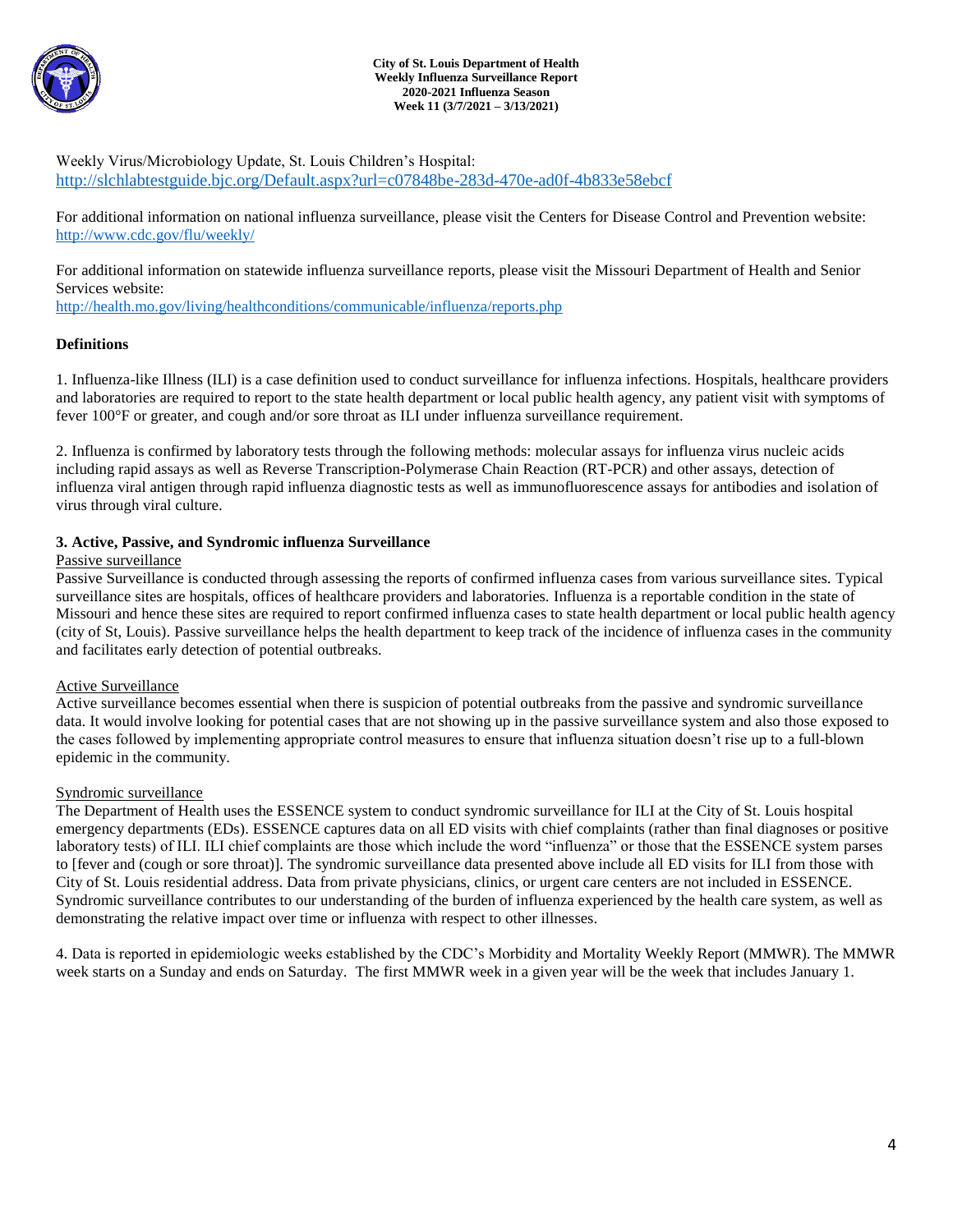Weekly Virus/Microbiology Update, St. Louis Children's Hospital:
http://slchlabtestguide.bjc.org/Default.aspx?url=c07848be-283d-470e-ad0f-4b833e58ebcf

For additional information on national influenza surveillance, please visit the Centers for Disease Control and Prevention website:
http://www.cdc.gov/flu/weekly/

For additional information on statewide influenza surveillance reports, please visit the Missouri Department of Health and Senior Services website:
http://health.mo.gov/living/healthconditions/communicable/influenza/reports.php

**Definitions**

1. Influenza-like Illness (ILI) is a case definition used to conduct surveillance for influenza infections. Hospitals, healthcare providers and laboratories are required to report to the state health department or local public health agency, any patient visit with symptoms of fever 100°F or greater, and cough and/or sore throat as ILI under influenza surveillance requirement.

2. Influenza is confirmed by laboratory tests through the following methods: molecular assays for influenza virus nucleic acids including rapid assays as well as Reverse Transcription-Polymerase Chain Reaction (RT-PCR) and other assays, detection of influenza viral antigen through rapid influenza diagnostic tests as well as immunofluorescence assays for antibodies and isolation of virus through viral culture.

**3. Active, Passive, and Syndromic influenza Surveillance**

Passive surveillance

Passive Surveillance is conducted through assessing the reports of confirmed influenza cases from various surveillance sites. Typical surveillance sites are hospitals, offices of healthcare providers and laboratories. Influenza is a reportable condition in the state of Missouri and hence these sites are required to report confirmed influenza cases to state health department or local public health agency (city of St, Louis). Passive surveillance helps the health department to keep track of the incidence of influenza cases in the community and facilitates early detection of potential outbreaks.

Active Surveillance

Active surveillance becomes essential when there is suspicion of potential outbreaks from the passive and syndromic surveillance data. It would involve looking for potential cases that are not showing up in the passive surveillance system and also those exposed to the cases followed by implementing appropriate control measures to ensure that influenza situation doesn't rise up to a full-blown epidemic in the community.

Syndromic surveillance

The Department of Health uses the ESSENCE system to conduct syndromic surveillance for ILI at the City of St. Louis hospital emergency departments (EDs). ESSENCE captures data on all ED visits with chief complaints (rather than final diagnoses or positive laboratory tests) of ILI. ILI chief complaints are those which include the word "influenza" or those that the ESSENCE system parses to [fever and (cough or sore throat)]. The syndromic surveillance data presented above include all ED visits for ILI from those with City of St. Louis residential address. Data from private physicians, clinics, or urgent care centers are not included in ESSENCE. Syndromic surveillance contributes to our understanding of the burden of influenza experienced by the health care system, as well as demonstrating the relative impact over time or influenza with respect to other illnesses.

4. Data is reported in epidemiologic weeks established by the CDC's Morbidity and Mortality Weekly Report (MMWR). The MMWR week starts on a Sunday and ends on Saturday. The first MMWR week in a given year will be the week that includes January 1.